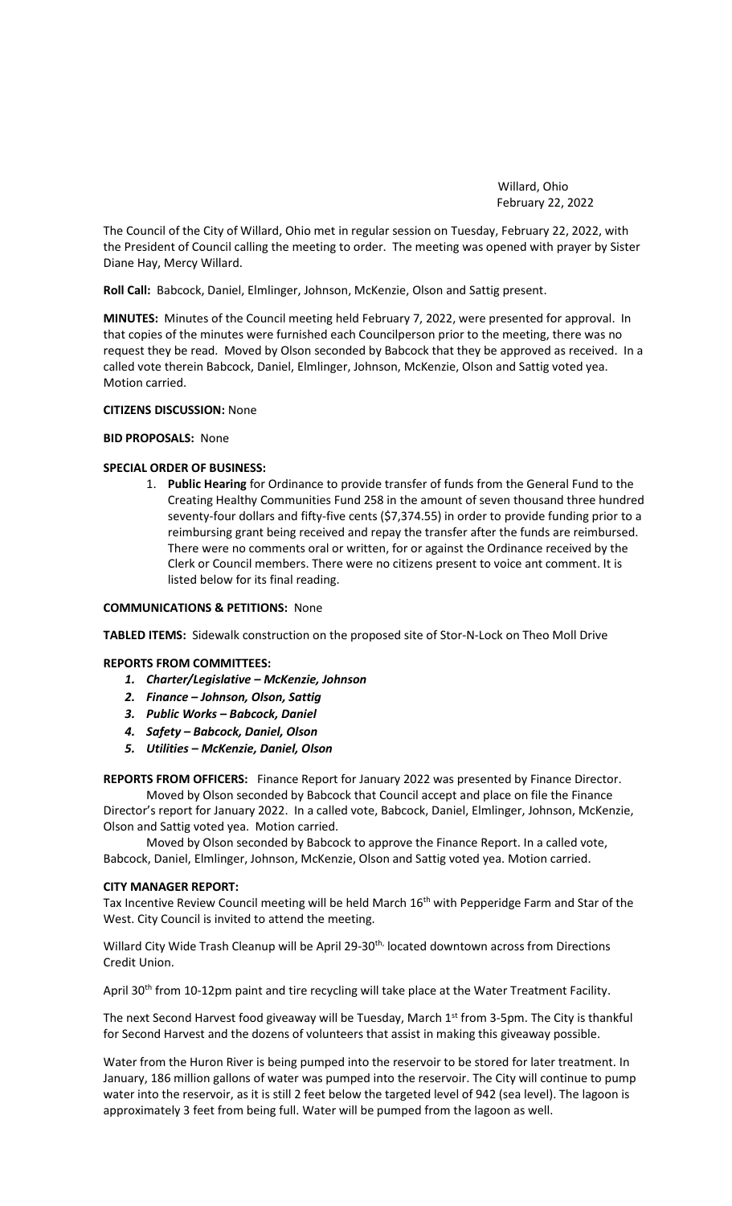Willard, Ohio
February 22, 2022

The Council of the City of Willard, Ohio met in regular session on Tuesday, February 22, 2022, with the President of Council calling the meeting to order. The meeting was opened with prayer by Sister Diane Hay, Mercy Willard.

**Roll Call:** Babcock, Daniel, Elmlinger, Johnson, McKenzie, Olson and Sattig present.

**MINUTES:** Minutes of the Council meeting held February 7, 2022, were presented for approval. In that copies of the minutes were furnished each Councilperson prior to the meeting, there was no request they be read. Moved by Olson seconded by Babcock that they be approved as received. In a called vote therein Babcock, Daniel, Elmlinger, Johnson, McKenzie, Olson and Sattig voted yea. Motion carried.

**CITIZENS DISCUSSION:** None

**BID PROPOSALS:** None

**SPECIAL ORDER OF BUSINESS:**

1. **Public Hearing** for Ordinance to provide transfer of funds from the General Fund to the Creating Healthy Communities Fund 258 in the amount of seven thousand three hundred seventy-four dollars and fifty-five cents ($7,374.55) in order to provide funding prior to a reimbursing grant being received and repay the transfer after the funds are reimbursed. There were no comments oral or written, for or against the Ordinance received by the Clerk or Council members. There were no citizens present to voice ant comment. It is listed below for its final reading.

**COMMUNICATIONS & PETITIONS:** None

**TABLED ITEMS:** Sidewalk construction on the proposed site of Stor-N-Lock on Theo Moll Drive

**REPORTS FROM COMMITTEES:**

1. ***Charter/Legislative – McKenzie, Johnson***
2. ***Finance – Johnson, Olson, Sattig***
3. ***Public Works – Babcock, Daniel***
4. ***Safety – Babcock, Daniel, Olson***
5. ***Utilities – McKenzie, Daniel, Olson***

**REPORTS FROM OFFICERS:** Finance Report for January 2022 was presented by Finance Director.

Moved by Olson seconded by Babcock that Council accept and place on file the Finance Director's report for January 2022. In a called vote, Babcock, Daniel, Elmlinger, Johnson, McKenzie, Olson and Sattig voted yea. Motion carried.

Moved by Olson seconded by Babcock to approve the Finance Report. In a called vote, Babcock, Daniel, Elmlinger, Johnson, McKenzie, Olson and Sattig voted yea. Motion carried.

**CITY MANAGER REPORT:**

Tax Incentive Review Council meeting will be held March 16th with Pepperidge Farm and Star of the West. City Council is invited to attend the meeting.

Willard City Wide Trash Cleanup will be April 29-30th, located downtown across from Directions Credit Union.

April 30th from 10-12pm paint and tire recycling will take place at the Water Treatment Facility.

The next Second Harvest food giveaway will be Tuesday, March 1st from 3-5pm. The City is thankful for Second Harvest and the dozens of volunteers that assist in making this giveaway possible.

Water from the Huron River is being pumped into the reservoir to be stored for later treatment. In January, 186 million gallons of water was pumped into the reservoir. The City will continue to pump water into the reservoir, as it is still 2 feet below the targeted level of 942 (sea level). The lagoon is approximately 3 feet from being full. Water will be pumped from the lagoon as well.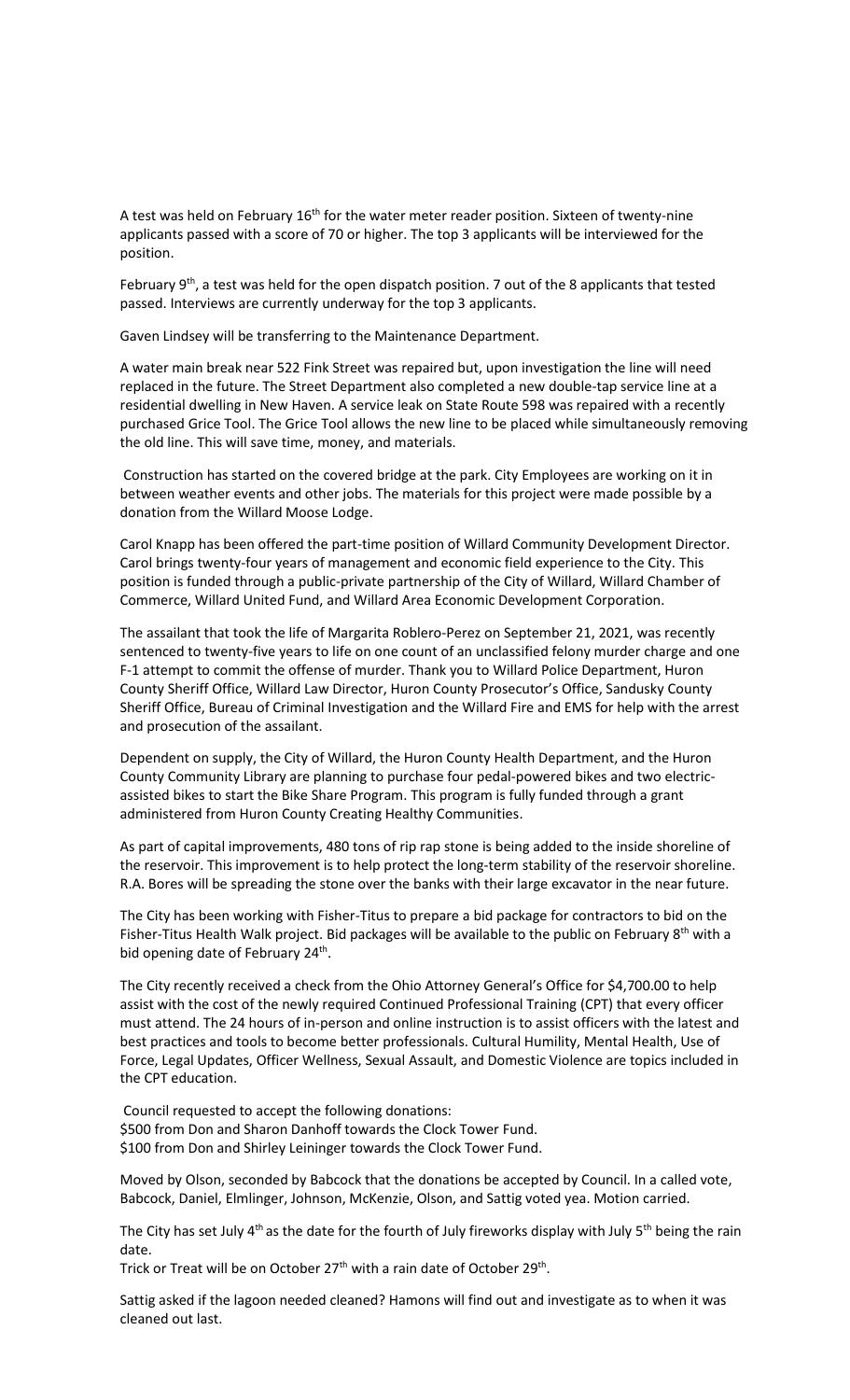A test was held on February 16th for the water meter reader position. Sixteen of twenty-nine applicants passed with a score of 70 or higher. The top 3 applicants will be interviewed for the position.

February 9th, a test was held for the open dispatch position. 7 out of the 8 applicants that tested passed. Interviews are currently underway for the top 3 applicants.

Gaven Lindsey will be transferring to the Maintenance Department.

A water main break near 522 Fink Street was repaired but, upon investigation the line will need replaced in the future. The Street Department also completed a new double-tap service line at a residential dwelling in New Haven. A service leak on State Route 598 was repaired with a recently purchased Grice Tool. The Grice Tool allows the new line to be placed while simultaneously removing the old line. This will save time, money, and materials.

Construction has started on the covered bridge at the park. City Employees are working on it in between weather events and other jobs. The materials for this project were made possible by a donation from the Willard Moose Lodge.

Carol Knapp has been offered the part-time position of Willard Community Development Director. Carol brings twenty-four years of management and economic field experience to the City. This position is funded through a public-private partnership of the City of Willard, Willard Chamber of Commerce, Willard United Fund, and Willard Area Economic Development Corporation.

The assailant that took the life of Margarita Roblero-Perez on September 21, 2021, was recently sentenced to twenty-five years to life on one count of an unclassified felony murder charge and one F-1 attempt to commit the offense of murder. Thank you to Willard Police Department, Huron County Sheriff Office, Willard Law Director, Huron County Prosecutor's Office, Sandusky County Sheriff Office, Bureau of Criminal Investigation and the Willard Fire and EMS for help with the arrest and prosecution of the assailant.

Dependent on supply, the City of Willard, the Huron County Health Department, and the Huron County Community Library are planning to purchase four pedal-powered bikes and two electric-assisted bikes to start the Bike Share Program. This program is fully funded through a grant administered from Huron County Creating Healthy Communities.

As part of capital improvements, 480 tons of rip rap stone is being added to the inside shoreline of the reservoir. This improvement is to help protect the long-term stability of the reservoir shoreline. R.A. Bores will be spreading the stone over the banks with their large excavator in the near future.

The City has been working with Fisher-Titus to prepare a bid package for contractors to bid on the Fisher-Titus Health Walk project. Bid packages will be available to the public on February 8th with a bid opening date of February 24th.

The City recently received a check from the Ohio Attorney General's Office for $4,700.00 to help assist with the cost of the newly required Continued Professional Training (CPT) that every officer must attend. The 24 hours of in-person and online instruction is to assist officers with the latest and best practices and tools to become better professionals. Cultural Humility, Mental Health, Use of Force, Legal Updates, Officer Wellness, Sexual Assault, and Domestic Violence are topics included in the CPT education.

Council requested to accept the following donations:
$500 from Don and Sharon Danhoff towards the Clock Tower Fund.
$100 from Don and Shirley Leininger towards the Clock Tower Fund.

Moved by Olson, seconded by Babcock that the donations be accepted by Council. In a called vote, Babcock, Daniel, Elmlinger, Johnson, McKenzie, Olson, and Sattig voted yea. Motion carried.

The City has set July 4th as the date for the fourth of July fireworks display with July 5th being the rain date.
Trick or Treat will be on October 27th with a rain date of October 29th.

Sattig asked if the lagoon needed cleaned? Hamons will find out and investigate as to when it was cleaned out last.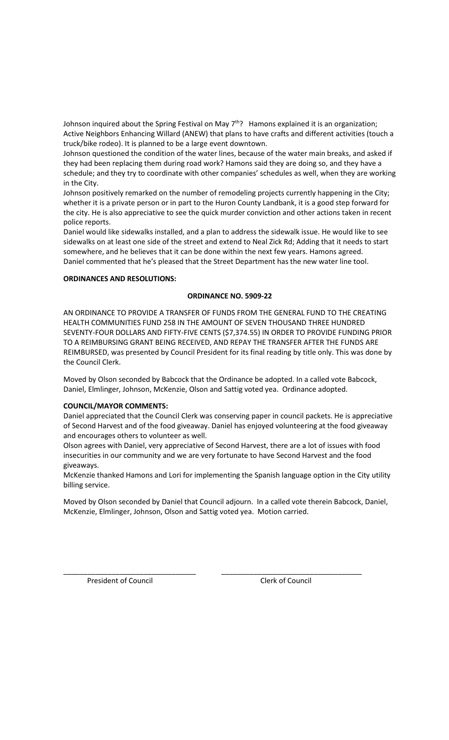Johnson inquired about the Spring Festival on May 7th? Hamons explained it is an organization; Active Neighbors Enhancing Willard (ANEW) that plans to have crafts and different activities (touch a truck/bike rodeo). It is planned to be a large event downtown.

Johnson questioned the condition of the water lines, because of the water main breaks, and asked if they had been replacing them during road work? Hamons said they are doing so, and they have a schedule; and they try to coordinate with other companies' schedules as well, when they are working in the City.

Johnson positively remarked on the number of remodeling projects currently happening in the City; whether it is a private person or in part to the Huron County Landbank, it is a good step forward for the city. He is also appreciative to see the quick murder conviction and other actions taken in recent police reports.

Daniel would like sidewalks installed, and a plan to address the sidewalk issue. He would like to see sidewalks on at least one side of the street and extend to Neal Zick Rd; Adding that it needs to start somewhere, and he believes that it can be done within the next few years. Hamons agreed.

Daniel commented that he's pleased that the Street Department has the new water line tool.

**ORDINANCES AND RESOLUTIONS:**

**ORDINANCE NO. 5909-22**

AN ORDINANCE TO PROVIDE A TRANSFER OF FUNDS FROM THE GENERAL FUND TO THE CREATING HEALTH COMMUNITIES FUND 258 IN THE AMOUNT OF SEVEN THOUSAND THREE HUNDRED SEVENTY-FOUR DOLLARS AND FIFTY-FIVE CENTS ($7,374.55) IN ORDER TO PROVIDE FUNDING PRIOR TO A REIMBURSING GRANT BEING RECEIVED, AND REPAY THE TRANSFER AFTER THE FUNDS ARE REIMBURSED, was presented by Council President for its final reading by title only. This was done by the Council Clerk.

Moved by Olson seconded by Babcock that the Ordinance be adopted. In a called vote Babcock, Daniel, Elmlinger, Johnson, McKenzie, Olson and Sattig voted yea. Ordinance adopted.

**COUNCIL/MAYOR COMMENTS:**

Daniel appreciated that the Council Clerk was conserving paper in council packets. He is appreciative of Second Harvest and of the food giveaway. Daniel has enjoyed volunteering at the food giveaway and encourages others to volunteer as well.

Olson agrees with Daniel, very appreciative of Second Harvest, there are a lot of issues with food insecurities in our community and we are very fortunate to have Second Harvest and the food giveaways.

McKenzie thanked Hamons and Lori for implementing the Spanish language option in the City utility billing service.

Moved by Olson seconded by Daniel that Council adjourn. In a called vote therein Babcock, Daniel, McKenzie, Elmlinger, Johnson, Olson and Sattig voted yea. Motion carried.

\_\_\_\_\_\_\_\_\_\_\_\_\_\_\_\_\_\_\_\_\_\_\_\_\_\_\_\_\_\_\_\_ \_\_\_\_\_\_\_\_\_\_\_\_\_\_\_\_\_\_\_\_\_\_\_\_\_\_\_\_\_\_\_\_

President of Council Clerk of Council